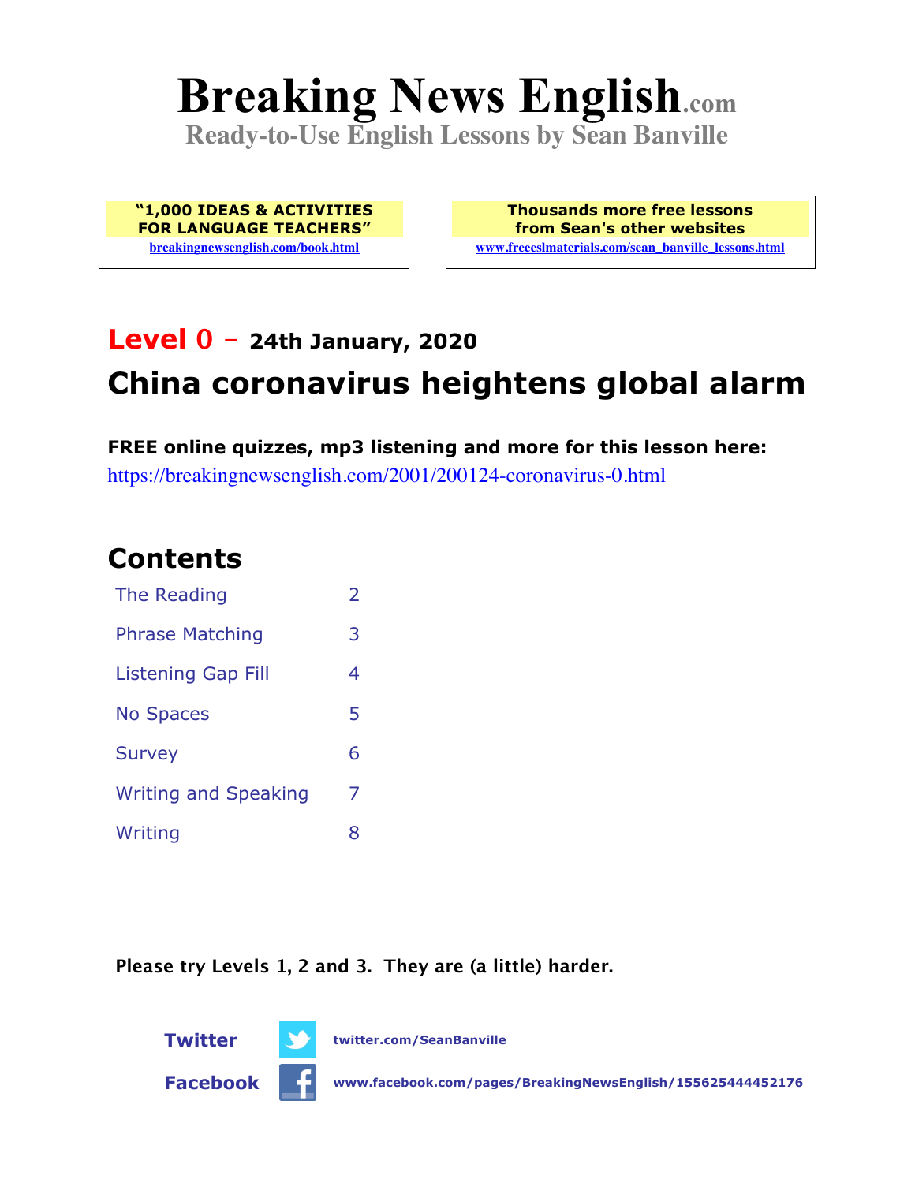# Breaking News English.com

**Ready-to-Use English Lessons by Sean Banville**

**"1,000 IDEAS & ACTIVITIES FOR LANGUAGE TEACHERS"**
breakingnewsenglish.com/book.html

**Thousands more free lessons from Sean's other websites**
www.freeeslmaterials.com/sean_banville_lessons.html

## Level 0 – 24th January, 2020

## China coronavirus heightens global alarm

**FREE online quizzes, mp3 listening and more for this lesson here:**
https://breakingnewsenglish.com/2001/200124-coronavirus-0.html

## Contents

| | |
|---|---|
| The Reading | 2 |
| Phrase Matching | 3 |
| Listening Gap Fill | 4 |
| No Spaces | 5 |
| Survey | 6 |
| Writing and Speaking | 7 |
| Writing | 8 |

**Please try Levels 1, 2 and 3. They are (a little) harder.**

**Twitter** twitter.com/SeanBanville

**Facebook** www.facebook.com/pages/BreakingNewsEnglish/155625444452176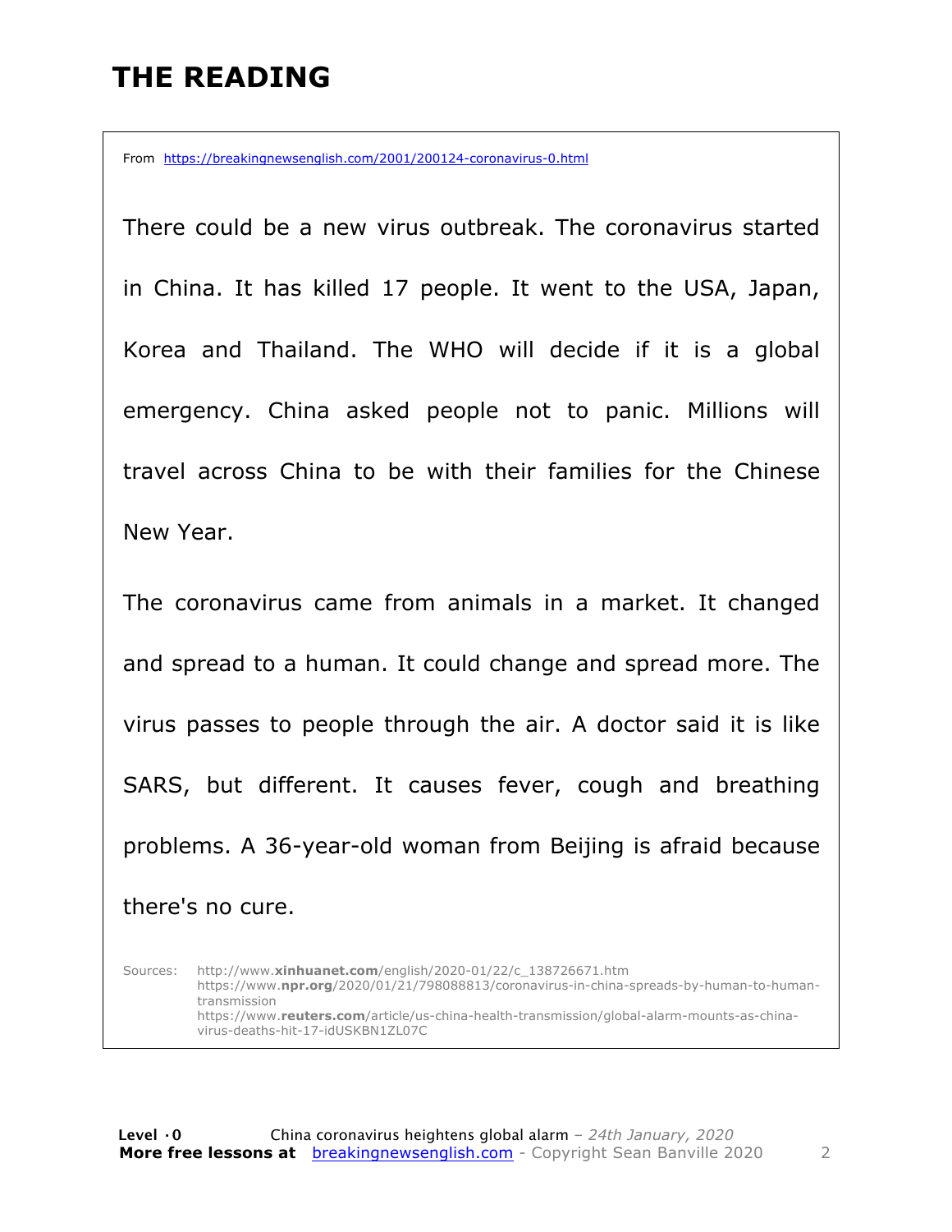# THE READING

From https://breakingnewsenglish.com/2001/200124-coronavirus-0.html

There could be a new virus outbreak. The coronavirus started in China. It has killed 17 people. It went to the USA, Japan, Korea and Thailand. The WHO will decide if it is a global emergency. China asked people not to panic. Millions will travel across China to be with their families for the Chinese New Year.

The coronavirus came from animals in a market. It changed and spread to a human. It could change and spread more. The virus passes to people through the air. A doctor said it is like SARS, but different. It causes fever, cough and breathing problems. A 36-year-old woman from Beijing is afraid because there's no cure.

Sources:
http://www.xinhuanet.com/english/2020-01/22/c_138726671.htm
https://www.npr.org/2020/01/21/798088813/coronavirus-in-china-spreads-by-human-to-human-transmission
https://www.reuters.com/article/us-china-health-transmission/global-alarm-mounts-as-china-virus-deaths-hit-17-idUSKBN1ZL07C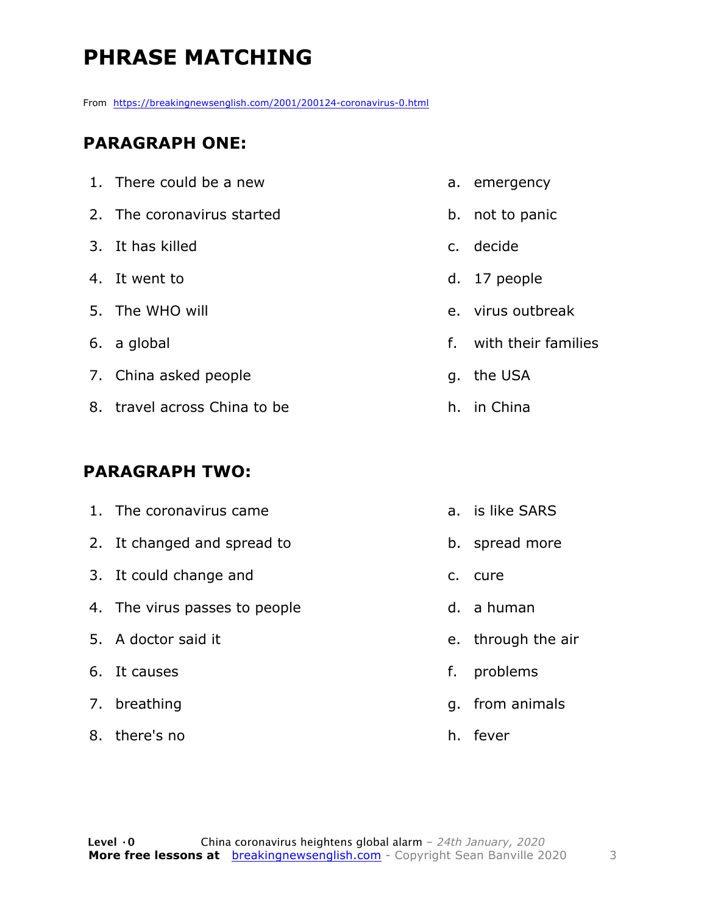# PHRASE MATCHING

From https://breakingnewsenglish.com/2001/200124-coronavirus-0.html

## PARAGRAPH ONE:

1. There could be a new
2. The coronavirus started
3. It has killed
4. It went to
5. The WHO will
6. a global
7. China asked people
8. travel across China to be

a. emergency
b. not to panic
c. decide
d. 17 people
e. virus outbreak
f. with their families
g. the USA
h. in China

## PARAGRAPH TWO:

1. The coronavirus came
2. It changed and spread to
3. It could change and
4. The virus passes to people
5. A doctor said it
6. It causes
7. breathing
8. there's no

a. is like SARS
b. spread more
c. cure
d. a human
e. through the air
f. problems
g. from animals
h. fever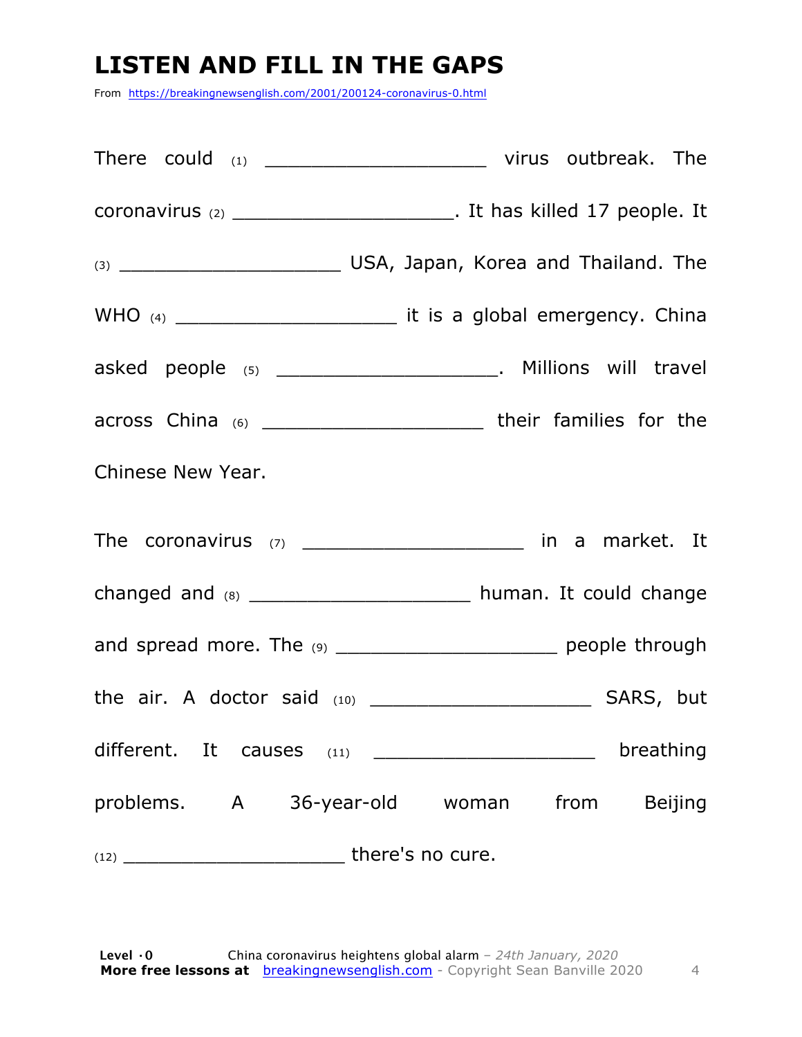# LISTEN AND FILL IN THE GAPS

From https://breakingnewsenglish.com/2001/200124-coronavirus-0.html

There could (1) ___________________ virus outbreak. The coronavirus (2) ___________________. It has killed 17 people. It (3) ___________________ USA, Japan, Korea and Thailand. The WHO (4) ___________________ it is a global emergency. China asked people (5) ___________________. Millions will travel across China (6) ___________________ their families for the Chinese New Year.

The coronavirus (7) ___________________ in a market. It changed and (8) ___________________ human. It could change and spread more. The (9) ___________________ people through the air. A doctor said (10) ___________________ SARS, but different. It causes (11) ___________________ breathing problems. A 36-year-old woman from Beijing (12) ___________________ there's no cure.

**Level ·0** China coronavirus heightens global alarm – *24th January, 2020*
**More free lessons at** breakingnewsenglish.com - Copyright Sean Banville 2020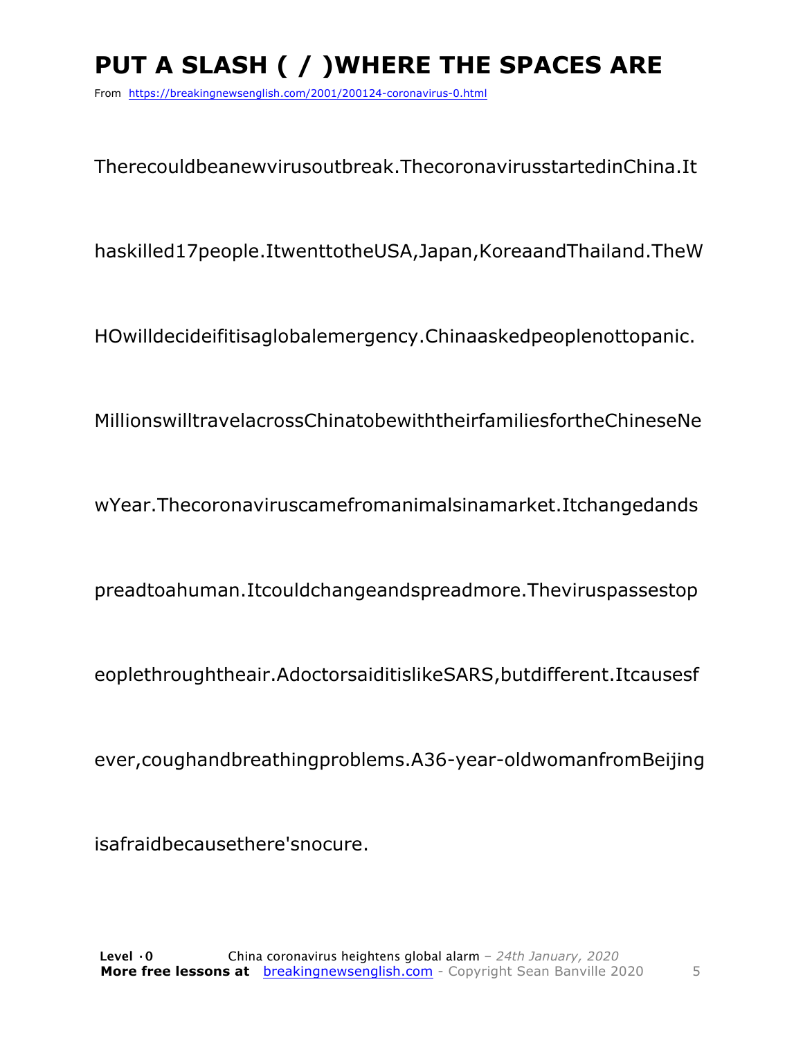# PUT A SLASH ( / )WHERE THE SPACES ARE

From https://breakingnewsenglish.com/2001/200124-coronavirus-0.html

Therecouldbeanewvirusoutbreak.ThecoronavirusstartedinChina.It

haskilled17people.ItwenttotheUSA,Japan,KoreaandThailand.TheW

HOwilldecideifitisaglobalemergency.Chinaaskedpeoplenottopanic.

MillionswilltravelacrossChinatobewiththeirfamiliesfortheChineseNe

wYear.Thecoronaviruscamefromanimalsinamarket.Itchangedands

preadtoahuman.Itcouldchangeandspreadmore.Theviruspassestop

eoplethroughtheair.AdoctorsaiditislikeSARS,butdifferent.Itcausesf

ever,coughandbreathingproblems.A36-year-oldwomanfromBeijing

isafraidbecausethere'snocure.

**Level ·0** China coronavirus heightens global alarm – *24th January, 2020*
**More free lessons at** breakingnewsenglish.com - Copyright Sean Banville 2020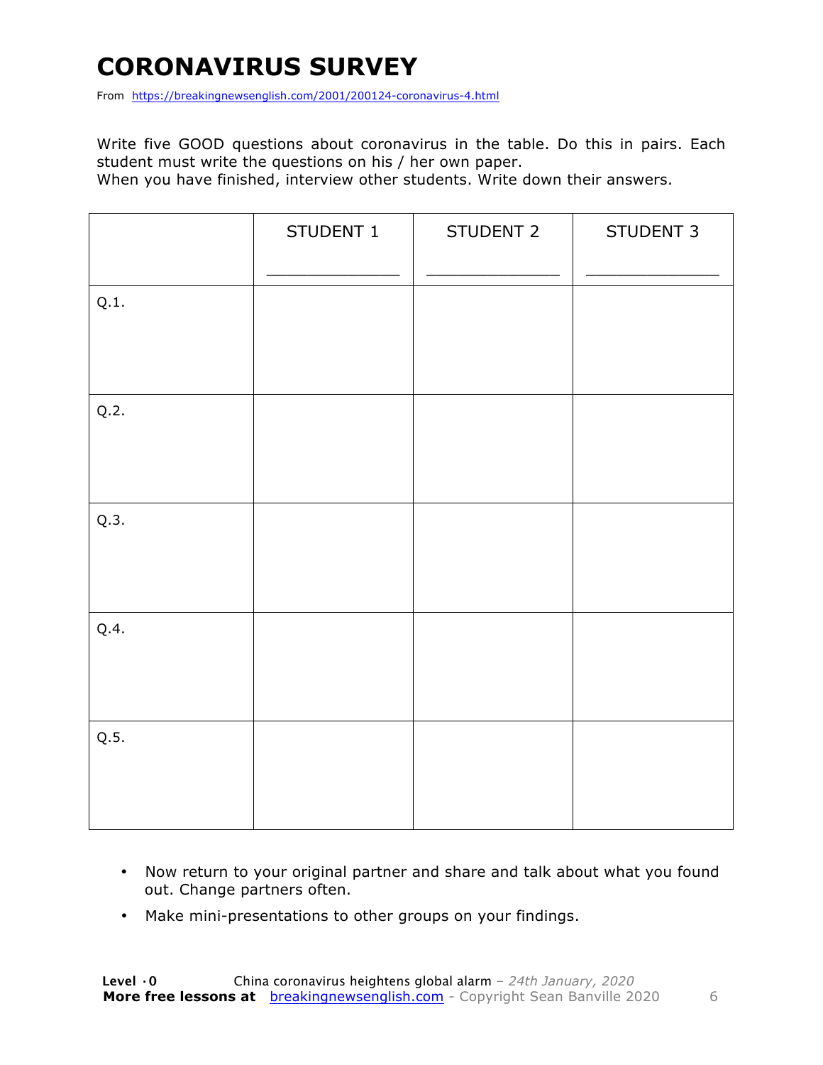# CORONAVIRUS SURVEY

From https://breakingnewsenglish.com/2001/200124-coronavirus-4.html

Write five GOOD questions about coronavirus in the table. Do this in pairs. Each student must write the questions on his / her own paper.
When you have finished, interview other students. Write down their answers.

| | STUDENT 1<br>_____________ | STUDENT 2<br>_____________ | STUDENT 3<br>_____________ |
|---|---|---|---|
| Q.1. | | | |
| Q.2. | | | |
| Q.3. | | | |
| Q.4. | | | |
| Q.5. | | | |

- Now return to your original partner and share and talk about what you found out. Change partners often.
- Make mini-presentations to other groups on your findings.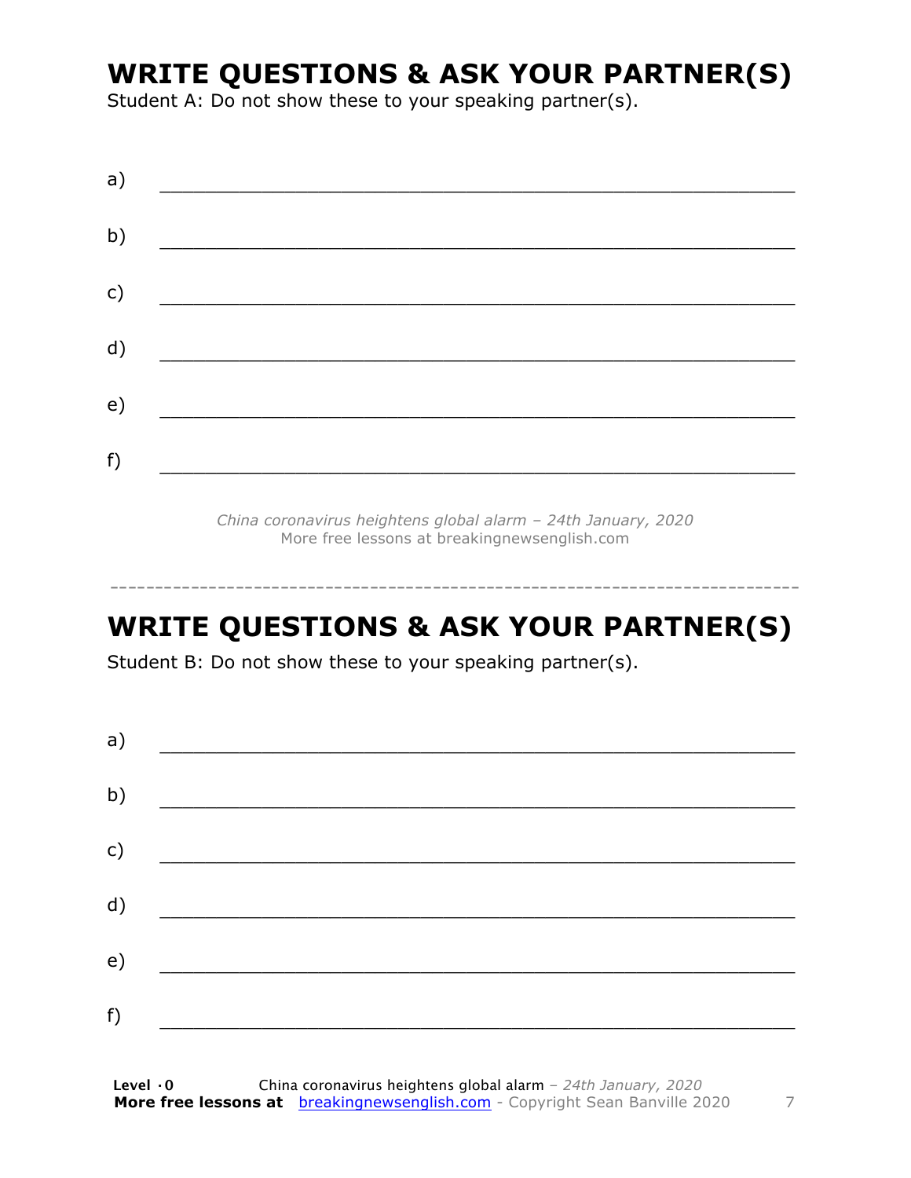# WRITE QUESTIONS & ASK YOUR PARTNER(S)

Student A: Do not show these to your speaking partner(s).

a) ___________________________________________________________

b) ___________________________________________________________

c) ___________________________________________________________

d) ___________________________________________________________

e) ___________________________________________________________

f) ___________________________________________________________

*China coronavirus heightens global alarm – 24th January, 2020*
More free lessons at breakingnewsenglish.com

---

# WRITE QUESTIONS & ASK YOUR PARTNER(S)

Student B: Do not show these to your speaking partner(s).

a) ___________________________________________________________

b) ___________________________________________________________

c) ___________________________________________________________

d) ___________________________________________________________

e) ___________________________________________________________

f) ___________________________________________________________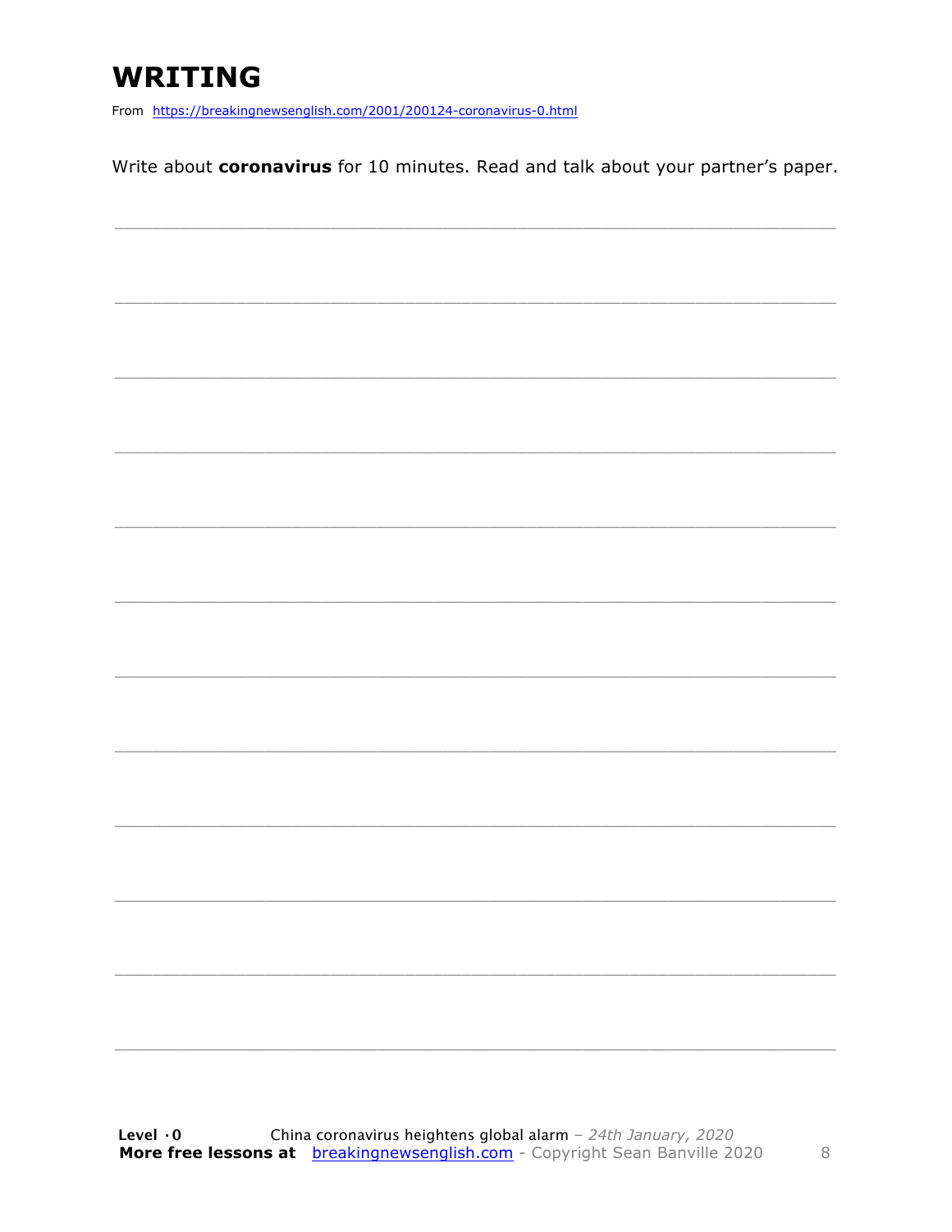# WRITING

From https://breakingnewsenglish.com/2001/200124-coronavirus-0.html

Write about **coronavirus** for 10 minutes. Read and talk about your partner's paper.

___________________________________________________________________________

___________________________________________________________________________

___________________________________________________________________________

___________________________________________________________________________

___________________________________________________________________________

___________________________________________________________________________

___________________________________________________________________________

___________________________________________________________________________

___________________________________________________________________________

___________________________________________________________________________

___________________________________________________________________________

___________________________________________________________________________